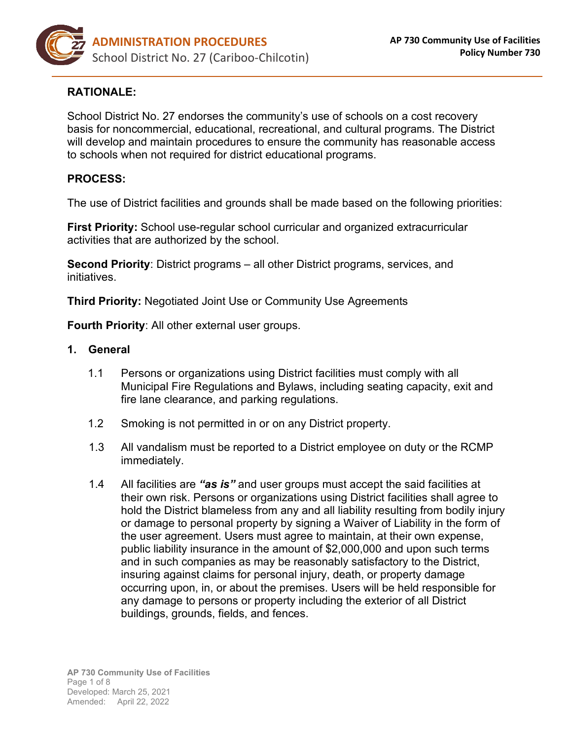## RATIONALE:

School District No. 27 endorses the community's use of schools on a cost recovery basis for noncommercial, educational, recreational, and cultural programs. The District will develop and maintain procedures to ensure the community has reasonable access to schools when not required for district educational programs.

## PROCESS:

The use of District facilities and grounds shall be made based on the following priorities:

**First Priority:** School use-regular school curricular and organized extracurricular activities that are authorized by the school.

**Second Priority**: District programs – all other District programs, services, and initiatives.

**Third Priority:** Negotiated Joint Use or Community Use Agreements

**Fourth Priority**: All other external user groups.

### 1. General

1.1 Persons or organizations using District facilities must comply with all Municipal Fire Regulations and Bylaws, including seating capacity, exit and fire lane clearance, and parking regulations.

1.2 Smoking is not permitted in or on any District property.

1.3 All vandalism must be reported to a District employee on duty or the RCMP immediately.

1.4 All facilities are ***"as is"*** and user groups must accept the said facilities at their own risk. Persons or organizations using District facilities shall agree to hold the District blameless from any and all liability resulting from bodily injury or damage to personal property by signing a Waiver of Liability in the form of the user agreement. Users must agree to maintain, at their own expense, public liability insurance in the amount of $2,000,000 and upon such terms and in such companies as may be reasonably satisfactory to the District, insuring against claims for personal injury, death, or property damage occurring upon, in, or about the premises. Users will be held responsible for any damage to persons or property including the exterior of all District buildings, grounds, fields, and fences.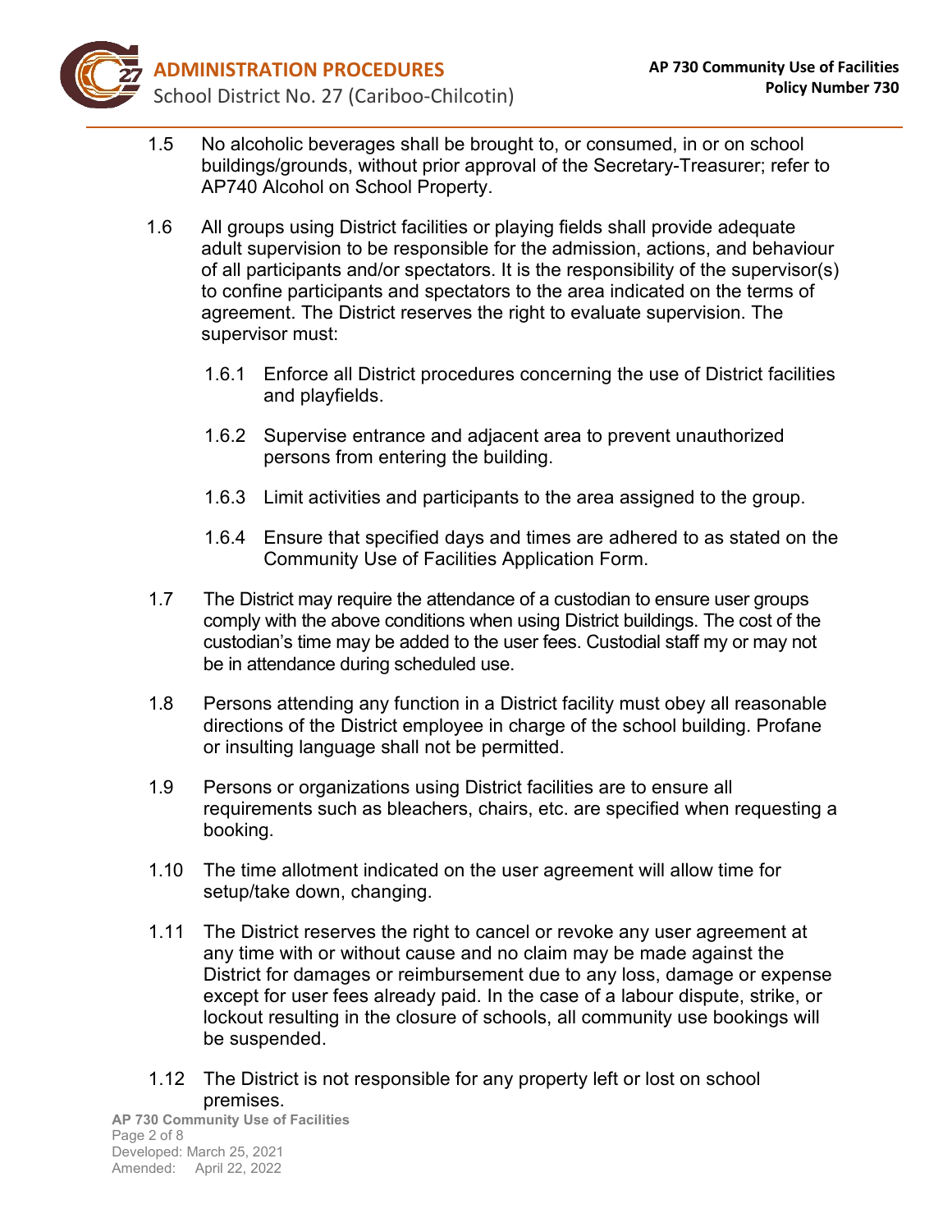1.5 No alcoholic beverages shall be brought to, or consumed, in or on school buildings/grounds, without prior approval of the Secretary-Treasurer; refer to AP740 Alcohol on School Property.

1.6 All groups using District facilities or playing fields shall provide adequate adult supervision to be responsible for the admission, actions, and behaviour of all participants and/or spectators. It is the responsibility of the supervisor(s) to confine participants and spectators to the area indicated on the terms of agreement. The District reserves the right to evaluate supervision. The supervisor must:

   1.6.1 Enforce all District procedures concerning the use of District facilities and playfields.

   1.6.2 Supervise entrance and adjacent area to prevent unauthorized persons from entering the building.

   1.6.3 Limit activities and participants to the area assigned to the group.

   1.6.4 Ensure that specified days and times are adhered to as stated on the Community Use of Facilities Application Form.

1.7 The District may require the attendance of a custodian to ensure user groups comply with the above conditions when using District buildings. The cost of the custodian's time may be added to the user fees. Custodial staff my or may not be in attendance during scheduled use.

1.8 Persons attending any function in a District facility must obey all reasonable directions of the District employee in charge of the school building. Profane or insulting language shall not be permitted.

1.9 Persons or organizations using District facilities are to ensure all requirements such as bleachers, chairs, etc. are specified when requesting a booking.

1.10 The time allotment indicated on the user agreement will allow time for setup/take down, changing.

1.11 The District reserves the right to cancel or revoke any user agreement at any time with or without cause and no claim may be made against the District for damages or reimbursement due to any loss, damage or expense except for user fees already paid. In the case of a labour dispute, strike, or lockout resulting in the closure of schools, all community use bookings will be suspended.

1.12 The District is not responsible for any property left or lost on school premises.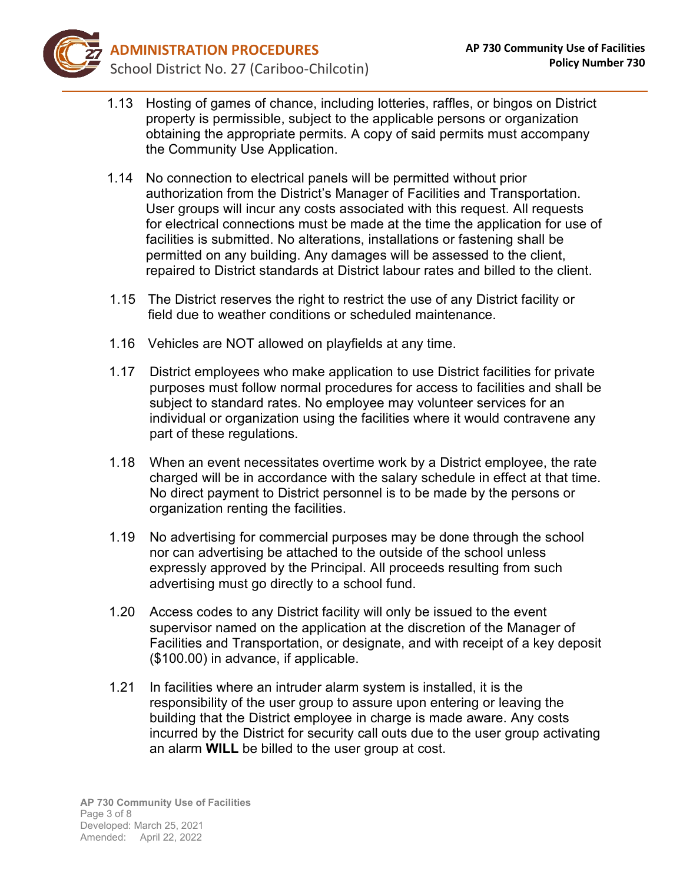1.13 Hosting of games of chance, including lotteries, raffles, or bingos on District property is permissible, subject to the applicable persons or organization obtaining the appropriate permits. A copy of said permits must accompany the Community Use Application.

1.14 No connection to electrical panels will be permitted without prior authorization from the District's Manager of Facilities and Transportation. User groups will incur any costs associated with this request. All requests for electrical connections must be made at the time the application for use of facilities is submitted. No alterations, installations or fastening shall be permitted on any building. Any damages will be assessed to the client, repaired to District standards at District labour rates and billed to the client.

1.15 The District reserves the right to restrict the use of any District facility or field due to weather conditions or scheduled maintenance.

1.16 Vehicles are NOT allowed on playfields at any time.

1.17 District employees who make application to use District facilities for private purposes must follow normal procedures for access to facilities and shall be subject to standard rates. No employee may volunteer services for an individual or organization using the facilities where it would contravene any part of these regulations.

1.18 When an event necessitates overtime work by a District employee, the rate charged will be in accordance with the salary schedule in effect at that time. No direct payment to District personnel is to be made by the persons or organization renting the facilities.

1.19 No advertising for commercial purposes may be done through the school nor can advertising be attached to the outside of the school unless expressly approved by the Principal. All proceeds resulting from such advertising must go directly to a school fund.

1.20 Access codes to any District facility will only be issued to the event supervisor named on the application at the discretion of the Manager of Facilities and Transportation, or designate, and with receipt of a key deposit ($100.00) in advance, if applicable.

1.21 In facilities where an intruder alarm system is installed, it is the responsibility of the user group to assure upon entering or leaving the building that the District employee in charge is made aware. Any costs incurred by the District for security call outs due to the user group activating an alarm **WILL** be billed to the user group at cost.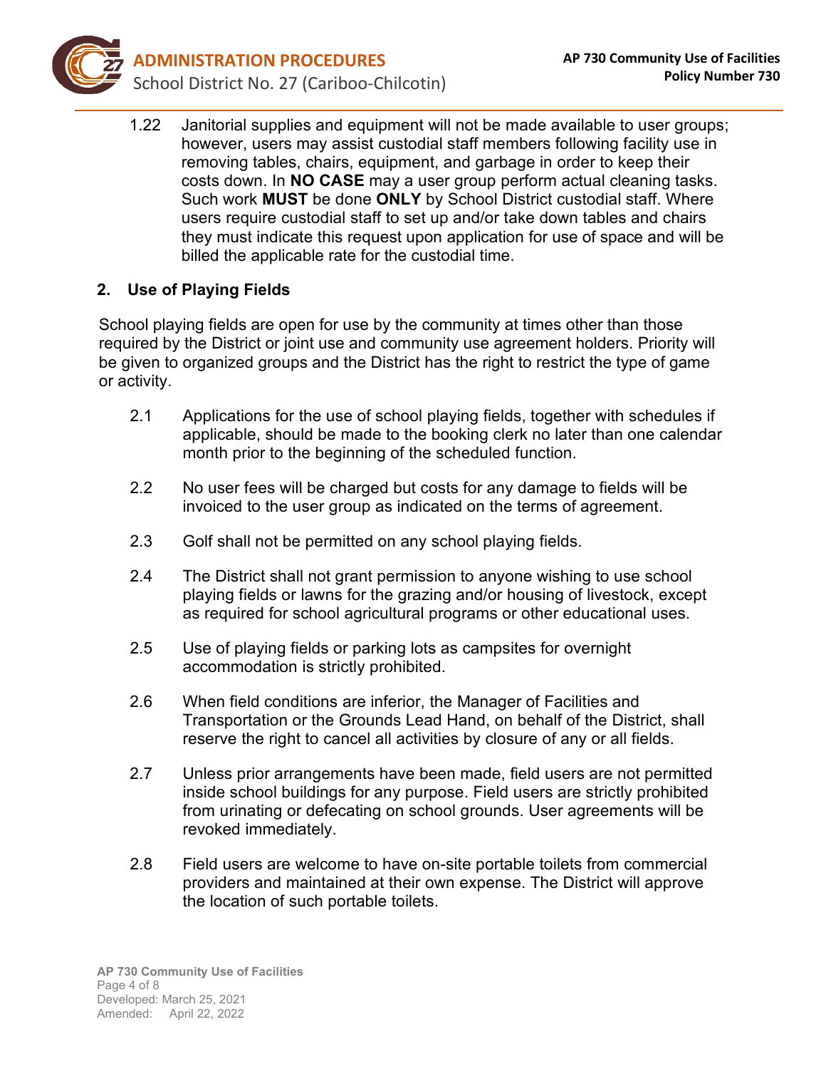1.22 Janitorial supplies and equipment will not be made available to user groups; however, users may assist custodial staff members following facility use in removing tables, chairs, equipment, and garbage in order to keep their costs down. In **NO CASE** may a user group perform actual cleaning tasks. Such work **MUST** be done **ONLY** by School District custodial staff. Where users require custodial staff to set up and/or take down tables and chairs they must indicate this request upon application for use of space and will be billed the applicable rate for the custodial time.

## 2. Use of Playing Fields

School playing fields are open for use by the community at times other than those required by the District or joint use and community use agreement holders. Priority will be given to organized groups and the District has the right to restrict the type of game or activity.

2.1 Applications for the use of school playing fields, together with schedules if applicable, should be made to the booking clerk no later than one calendar month prior to the beginning of the scheduled function.

2.2 No user fees will be charged but costs for any damage to fields will be invoiced to the user group as indicated on the terms of agreement.

2.3 Golf shall not be permitted on any school playing fields.

2.4 The District shall not grant permission to anyone wishing to use school playing fields or lawns for the grazing and/or housing of livestock, except as required for school agricultural programs or other educational uses.

2.5 Use of playing fields or parking lots as campsites for overnight accommodation is strictly prohibited.

2.6 When field conditions are inferior, the Manager of Facilities and Transportation or the Grounds Lead Hand, on behalf of the District, shall reserve the right to cancel all activities by closure of any or all fields.

2.7 Unless prior arrangements have been made, field users are not permitted inside school buildings for any purpose. Field users are strictly prohibited from urinating or defecating on school grounds. User agreements will be revoked immediately.

2.8 Field users are welcome to have on-site portable toilets from commercial providers and maintained at their own expense. The District will approve the location of such portable toilets.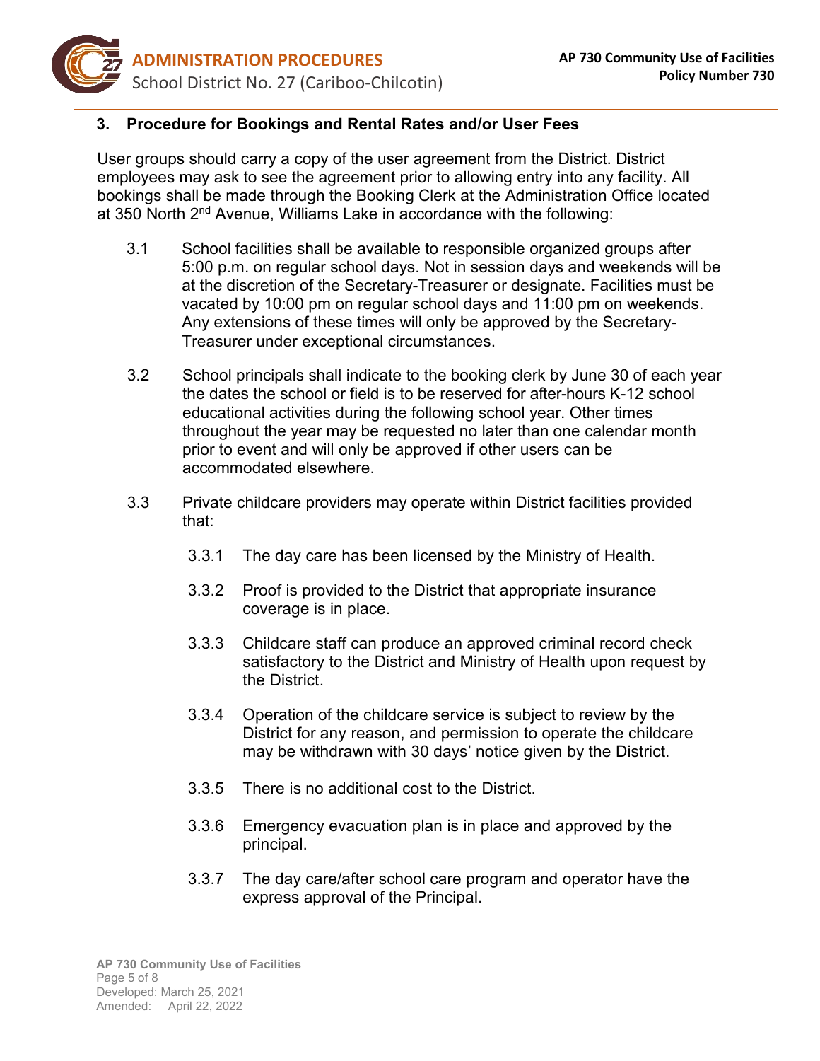## 3. Procedure for Bookings and Rental Rates and/or User Fees

User groups should carry a copy of the user agreement from the District. District employees may ask to see the agreement prior to allowing entry into any facility. All bookings shall be made through the Booking Clerk at the Administration Office located at 350 North 2nd Avenue, Williams Lake in accordance with the following:

3.1 School facilities shall be available to responsible organized groups after 5:00 p.m. on regular school days. Not in session days and weekends will be at the discretion of the Secretary-Treasurer or designate. Facilities must be vacated by 10:00 pm on regular school days and 11:00 pm on weekends. Any extensions of these times will only be approved by the Secretary-Treasurer under exceptional circumstances.

3.2 School principals shall indicate to the booking clerk by June 30 of each year the dates the school or field is to be reserved for after-hours K-12 school educational activities during the following school year. Other times throughout the year may be requested no later than one calendar month prior to event and will only be approved if other users can be accommodated elsewhere.

3.3 Private childcare providers may operate within District facilities provided that:

- 3.3.1 The day care has been licensed by the Ministry of Health.
- 3.3.2 Proof is provided to the District that appropriate insurance coverage is in place.
- 3.3.3 Childcare staff can produce an approved criminal record check satisfactory to the District and Ministry of Health upon request by the District.
- 3.3.4 Operation of the childcare service is subject to review by the District for any reason, and permission to operate the childcare may be withdrawn with 30 days' notice given by the District.
- 3.3.5 There is no additional cost to the District.
- 3.3.6 Emergency evacuation plan is in place and approved by the principal.
- 3.3.7 The day care/after school care program and operator have the express approval of the Principal.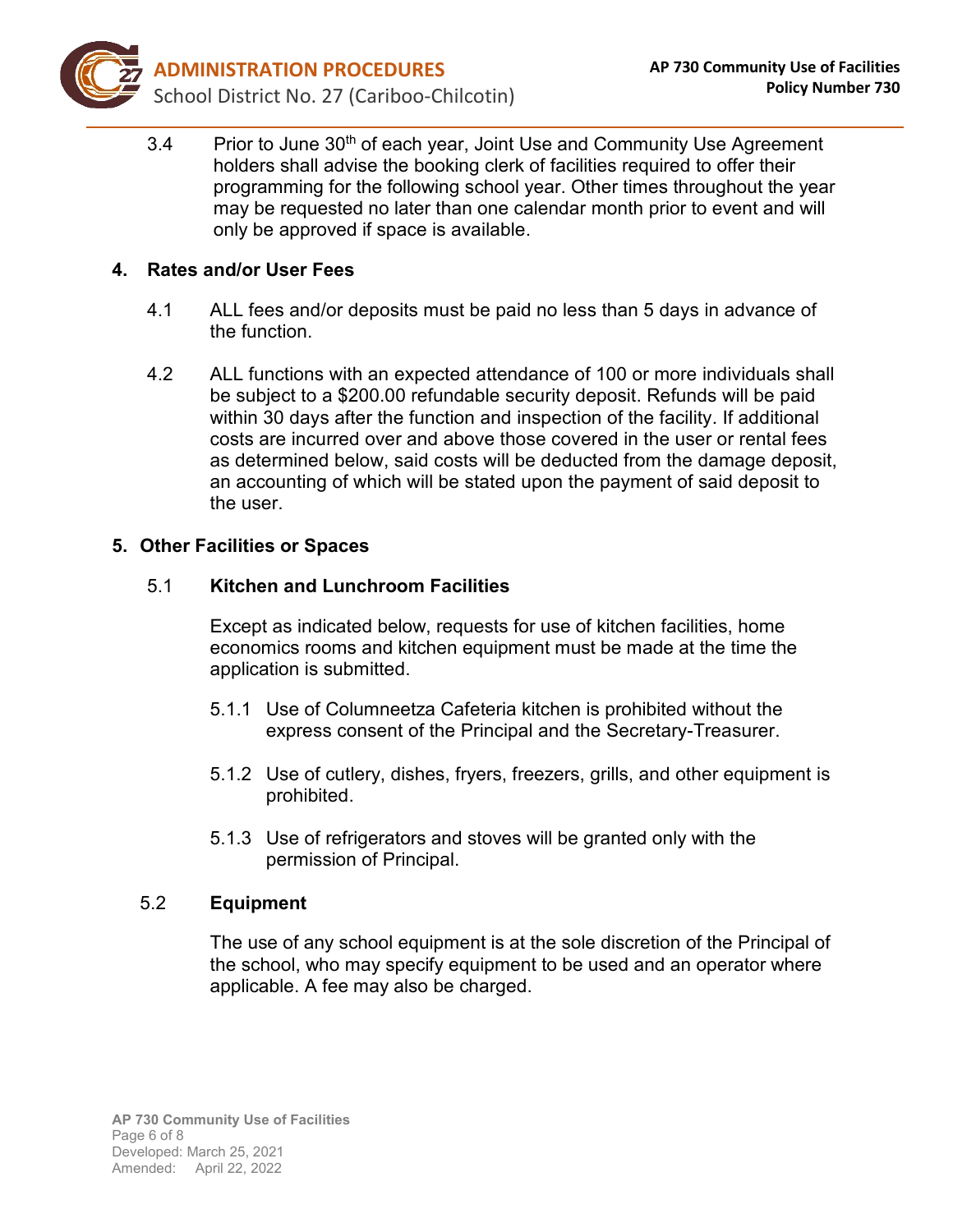3.4 Prior to June 30th of each year, Joint Use and Community Use Agreement holders shall advise the booking clerk of facilities required to offer their programming for the following school year. Other times throughout the year may be requested no later than one calendar month prior to event and will only be approved if space is available.

## 4. Rates and/or User Fees

4.1 ALL fees and/or deposits must be paid no less than 5 days in advance of the function.

4.2 ALL functions with an expected attendance of 100 or more individuals shall be subject to a $200.00 refundable security deposit. Refunds will be paid within 30 days after the function and inspection of the facility. If additional costs are incurred over and above those covered in the user or rental fees as determined below, said costs will be deducted from the damage deposit, an accounting of which will be stated upon the payment of said deposit to the user.

## 5. Other Facilities or Spaces

### 5.1 Kitchen and Lunchroom Facilities

Except as indicated below, requests for use of kitchen facilities, home economics rooms and kitchen equipment must be made at the time the application is submitted.

5.1.1 Use of Columneetza Cafeteria kitchen is prohibited without the express consent of the Principal and the Secretary-Treasurer.

5.1.2 Use of cutlery, dishes, fryers, freezers, grills, and other equipment is prohibited.

5.1.3 Use of refrigerators and stoves will be granted only with the permission of Principal.

### 5.2 Equipment

The use of any school equipment is at the sole discretion of the Principal of the school, who may specify equipment to be used and an operator where applicable. A fee may also be charged.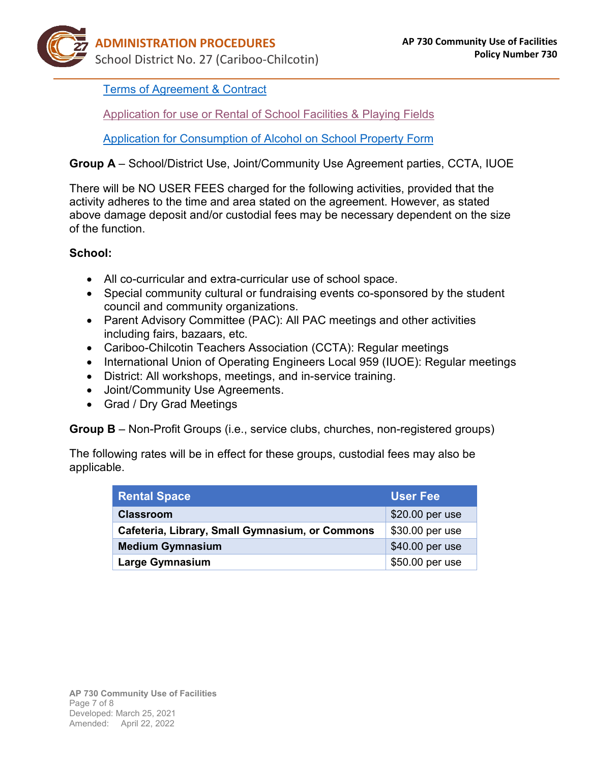[Terms of Agreement & Contract]

[Application for use or Rental of School Facilities & Playing Fields]

[Application for Consumption of Alcohol on School Property Form]

**Group A** – School/District Use, Joint/Community Use Agreement parties, CCTA, IUOE

There will be NO USER FEES charged for the following activities, provided that the activity adheres to the time and area stated on the agreement. However, as stated above damage deposit and/or custodial fees may be necessary dependent on the size of the function.

**School:**

- All co-curricular and extra-curricular use of school space.
- Special community cultural or fundraising events co-sponsored by the student council and community organizations.
- Parent Advisory Committee (PAC): All PAC meetings and other activities including fairs, bazaars, etc.
- Cariboo-Chilcotin Teachers Association (CCTA): Regular meetings
- International Union of Operating Engineers Local 959 (IUOE): Regular meetings
- District: All workshops, meetings, and in-service training.
- Joint/Community Use Agreements.
- Grad / Dry Grad Meetings

**Group B** – Non-Profit Groups (i.e., service clubs, churches, non-registered groups)

The following rates will be in effect for these groups, custodial fees may also be applicable.

| Rental Space | User Fee |
|---|---|
| **Classroom** | $20.00 per use |
| **Cafeteria, Library, Small Gymnasium, or Commons** | $30.00 per use |
| **Medium Gymnasium** | $40.00 per use |
| **Large Gymnasium** | $50.00 per use |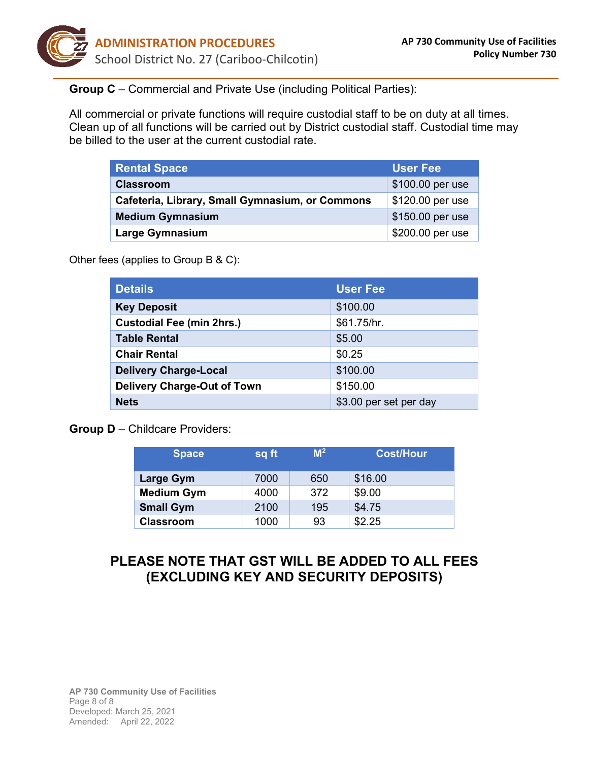**Group C** – Commercial and Private Use (including Political Parties):

All commercial or private functions will require custodial staff to be on duty at all times. Clean up of all functions will be carried out by District custodial staff. Custodial time may be billed to the user at the current custodial rate.

| Rental Space | User Fee |
|---|---|
| **Classroom** | $100.00 per use |
| **Cafeteria, Library, Small Gymnasium, or Commons** | $120.00 per use |
| **Medium Gymnasium** | $150.00 per use |
| **Large Gymnasium** | $200.00 per use |

Other fees (applies to Group B & C):

| Details | User Fee |
|---|---|
| **Key Deposit** | $100.00 |
| **Custodial Fee (min 2hrs.)** | $61.75/hr. |
| **Table Rental** | $5.00 |
| **Chair Rental** | $0.25 |
| **Delivery Charge-Local** | $100.00 |
| **Delivery Charge-Out of Town** | $150.00 |
| **Nets** | $3.00 per set per day |

**Group D** – Childcare Providers:

| Space | sq ft | $M^2$ | Cost/Hour |
|---|---|---|---|
| **Large Gym** | 7000 | 650 | $16.00 |
| **Medium Gym** | 4000 | 372 | $9.00 |
| **Small Gym** | 2100 | 195 | $4.75 |
| **Classroom** | 1000 | 93 | $2.25 |

**PLEASE NOTE THAT GST WILL BE ADDED TO ALL FEES (EXCLUDING KEY AND SECURITY DEPOSITS)**